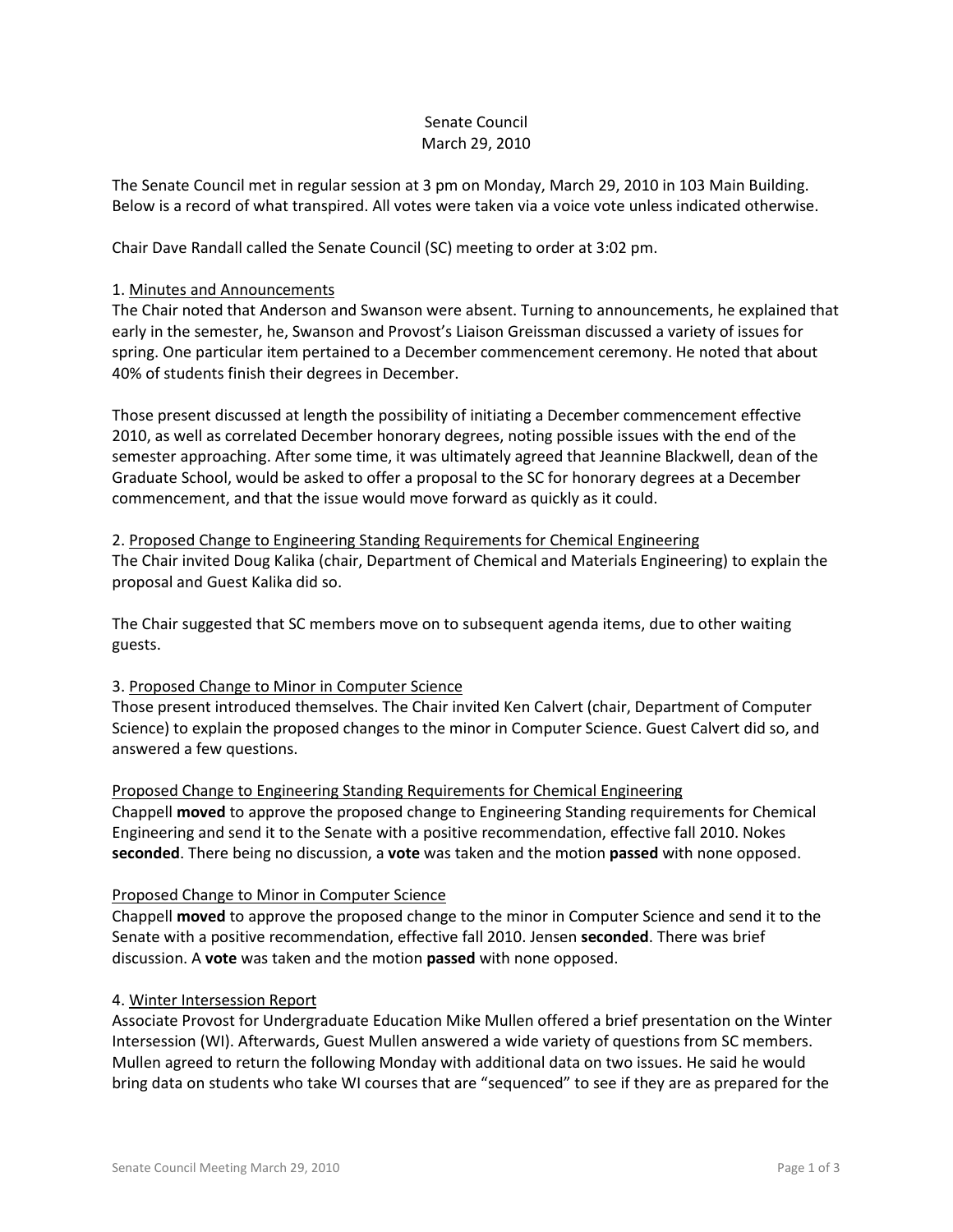Senate Council
March 29, 2010

The Senate Council met in regular session at 3 pm on Monday, March 29, 2010 in 103 Main Building. Below is a record of what transpired. All votes were taken via a voice vote unless indicated otherwise.

Chair Dave Randall called the Senate Council (SC) meeting to order at 3:02 pm.

1. Minutes and Announcements

The Chair noted that Anderson and Swanson were absent. Turning to announcements, he explained that early in the semester, he, Swanson and Provost's Liaison Greissman discussed a variety of issues for spring. One particular item pertained to a December commencement ceremony. He noted that about 40% of students finish their degrees in December.

Those present discussed at length the possibility of initiating a December commencement effective 2010, as well as correlated December honorary degrees, noting possible issues with the end of the semester approaching. After some time, it was ultimately agreed that Jeannine Blackwell, dean of the Graduate School, would be asked to offer a proposal to the SC for honorary degrees at a December commencement, and that the issue would move forward as quickly as it could.

2. Proposed Change to Engineering Standing Requirements for Chemical Engineering

The Chair invited Doug Kalika (chair, Department of Chemical and Materials Engineering) to explain the proposal and Guest Kalika did so.

The Chair suggested that SC members move on to subsequent agenda items, due to other waiting guests.

3. Proposed Change to Minor in Computer Science

Those present introduced themselves. The Chair invited Ken Calvert (chair, Department of Computer Science) to explain the proposed changes to the minor in Computer Science. Guest Calvert did so, and answered a few questions.

Proposed Change to Engineering Standing Requirements for Chemical Engineering

Chappell **moved** to approve the proposed change to Engineering Standing requirements for Chemical Engineering and send it to the Senate with a positive recommendation, effective fall 2010. Nokes **seconded**. There being no discussion, a **vote** was taken and the motion **passed** with none opposed.

Proposed Change to Minor in Computer Science

Chappell **moved** to approve the proposed change to the minor in Computer Science and send it to the Senate with a positive recommendation, effective fall 2010. Jensen **seconded**. There was brief discussion. A **vote** was taken and the motion **passed** with none opposed.

4. Winter Intersession Report

Associate Provost for Undergraduate Education Mike Mullen offered a brief presentation on the Winter Intersession (WI). Afterwards, Guest Mullen answered a wide variety of questions from SC members. Mullen agreed to return the following Monday with additional data on two issues. He said he would bring data on students who take WI courses that are "sequenced" to see if they are as prepared for the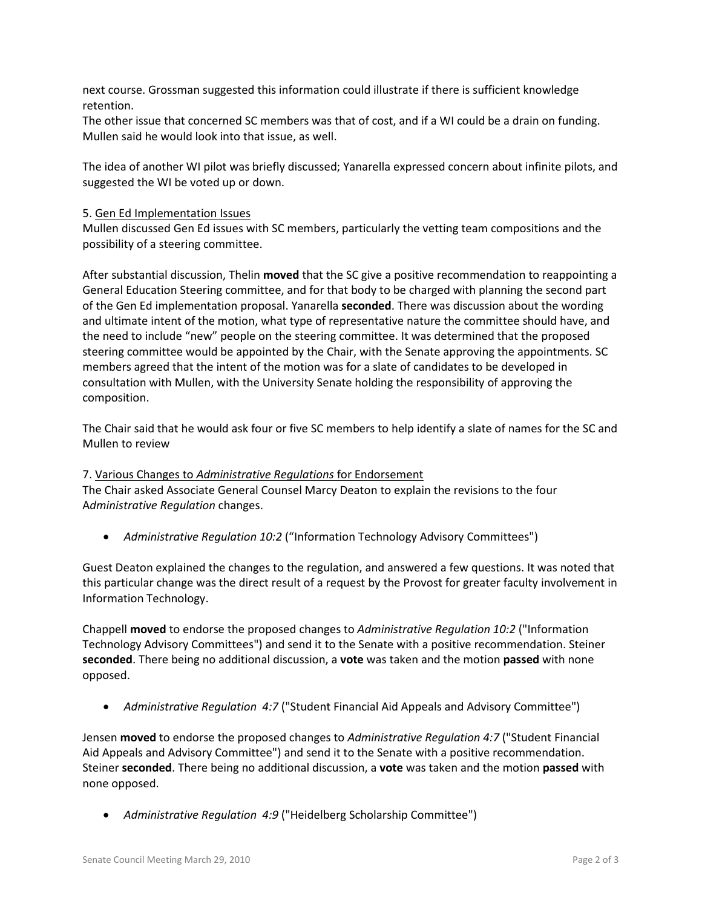next course. Grossman suggested this information could illustrate if there is sufficient knowledge retention.
The other issue that concerned SC members was that of cost, and if a WI could be a drain on funding. Mullen said he would look into that issue, as well.

The idea of another WI pilot was briefly discussed; Yanarella expressed concern about infinite pilots, and suggested the WI be voted up or down.

5. Gen Ed Implementation Issues
Mullen discussed Gen Ed issues with SC members, particularly the vetting team compositions and the possibility of a steering committee.

After substantial discussion, Thelin **moved** that the SC give a positive recommendation to reappointing a General Education Steering committee, and for that body to be charged with planning the second part of the Gen Ed implementation proposal. Yanarella **seconded**. There was discussion about the wording and ultimate intent of the motion, what type of representative nature the committee should have, and the need to include "new" people on the steering committee. It was determined that the proposed steering committee would be appointed by the Chair, with the Senate approving the appointments. SC members agreed that the intent of the motion was for a slate of candidates to be developed in consultation with Mullen, with the University Senate holding the responsibility of approving the composition.

The Chair said that he would ask four or five SC members to help identify a slate of names for the SC and Mullen to review

7. Various Changes to *Administrative Regulations* for Endorsement
The Chair asked Associate General Counsel Marcy Deaton to explain the revisions to the four A*dministrative Regulation* changes.

- *Administrative Regulation 10:2* ("Information Technology Advisory Committees")

Guest Deaton explained the changes to the regulation, and answered a few questions. It was noted that this particular change was the direct result of a request by the Provost for greater faculty involvement in Information Technology.

Chappell **moved** to endorse the proposed changes to *Administrative Regulation 10:2* ("Information Technology Advisory Committees") and send it to the Senate with a positive recommendation. Steiner **seconded**. There being no additional discussion, a **vote** was taken and the motion **passed** with none opposed.

- *Administrative Regulation 4:7* ("Student Financial Aid Appeals and Advisory Committee")

Jensen **moved** to endorse the proposed changes to *Administrative Regulation 4:7* ("Student Financial Aid Appeals and Advisory Committee") and send it to the Senate with a positive recommendation. Steiner **seconded**. There being no additional discussion, a **vote** was taken and the motion **passed** with none opposed.

- *Administrative Regulation 4:9* ("Heidelberg Scholarship Committee")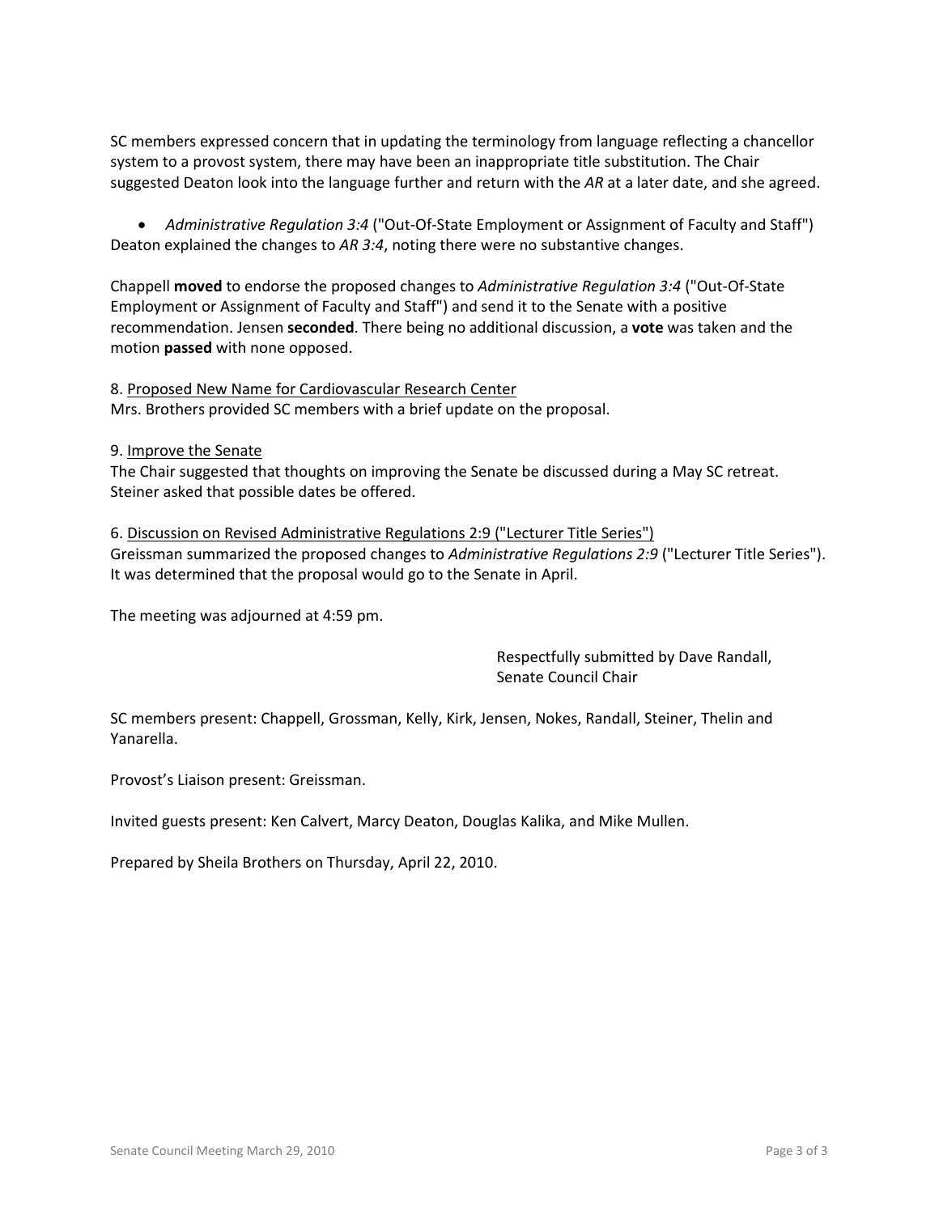SC members expressed concern that in updating the terminology from language reflecting a chancellor system to a provost system, there may have been an inappropriate title substitution. The Chair suggested Deaton look into the language further and return with the *AR* at a later date, and she agreed.

- *Administrative Regulation 3:4* ("Out-Of-State Employment or Assignment of Faculty and Staff")

Deaton explained the changes to *AR 3:4*, noting there were no substantive changes.

Chappell **moved** to endorse the proposed changes to *Administrative Regulation 3:4* ("Out-Of-State Employment or Assignment of Faculty and Staff") and send it to the Senate with a positive recommendation. Jensen **seconded**. There being no additional discussion, a **vote** was taken and the motion **passed** with none opposed.

8. <u>Proposed New Name for Cardiovascular Research Center</u>

Mrs. Brothers provided SC members with a brief update on the proposal.

9. <u>Improve the Senate</u>

The Chair suggested that thoughts on improving the Senate be discussed during a May SC retreat. Steiner asked that possible dates be offered.

6. <u>Discussion on Revised Administrative Regulations 2:9 ("Lecturer Title Series")</u>

Greissman summarized the proposed changes to *Administrative Regulations 2:9* ("Lecturer Title Series"). It was determined that the proposal would go to the Senate in April.

The meeting was adjourned at 4:59 pm.

Respectfully submitted by Dave Randall,
Senate Council Chair

SC members present: Chappell, Grossman, Kelly, Kirk, Jensen, Nokes, Randall, Steiner, Thelin and Yanarella.

Provost's Liaison present: Greissman.

Invited guests present: Ken Calvert, Marcy Deaton, Douglas Kalika, and Mike Mullen.

Prepared by Sheila Brothers on Thursday, April 22, 2010.